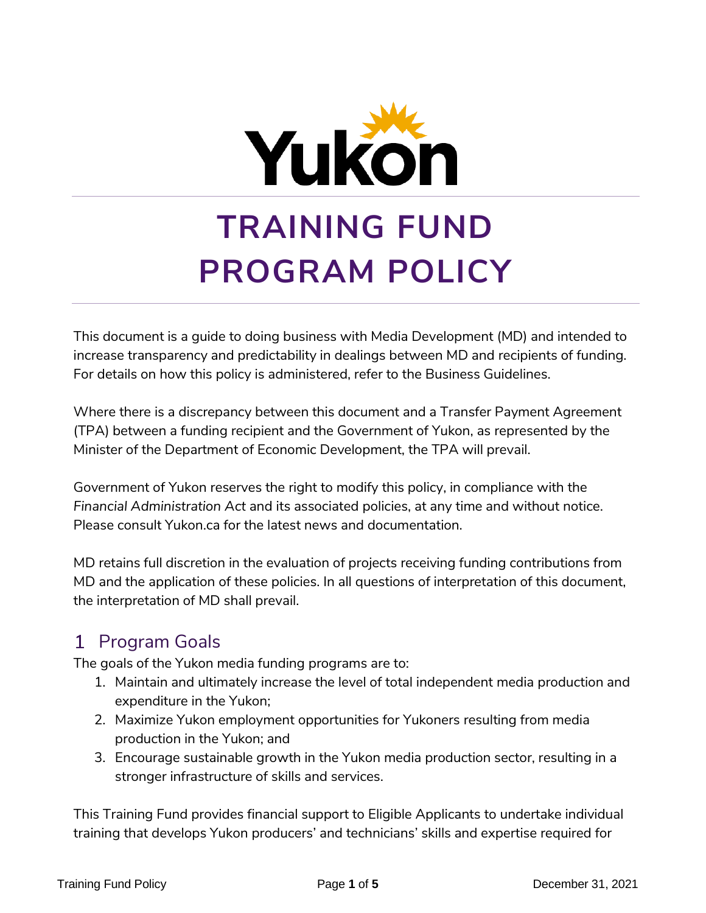# TRAINING FUND PROGRAM POLICY

This document is a guide to doing business with Media Development (MD) and intended to increase transparency and predictability in dealings between MD and recipients of funding. For details on how this policy is administered, refer to the Business Guidelines.

Where there is a discrepancy between this document and a Transfer Payment Agreement (TPA) between a funding recipient and the Government of Yukon, as represented by the Minister of the Department of Economic Development, the TPA will prevail.

Government of Yukon reserves the right to modify this policy, in compliance with the *Financial Administration Act* and its associated policies, at any time and without notice. Please consult Yukon.ca for the latest news and documentation.

MD retains full discretion in the evaluation of projects receiving funding contributions from MD and the application of these policies. In all questions of interpretation of this document, the interpretation of MD shall prevail.

## 1 Program Goals

The goals of the Yukon media funding programs are to:

1. Maintain and ultimately increase the level of total independent media production and expenditure in the Yukon;
2. Maximize Yukon employment opportunities for Yukoners resulting from media production in the Yukon; and
3. Encourage sustainable growth in the Yukon media production sector, resulting in a stronger infrastructure of skills and services.

This Training Fund provides financial support to Eligible Applicants to undertake individual training that develops Yukon producers' and technicians' skills and expertise required for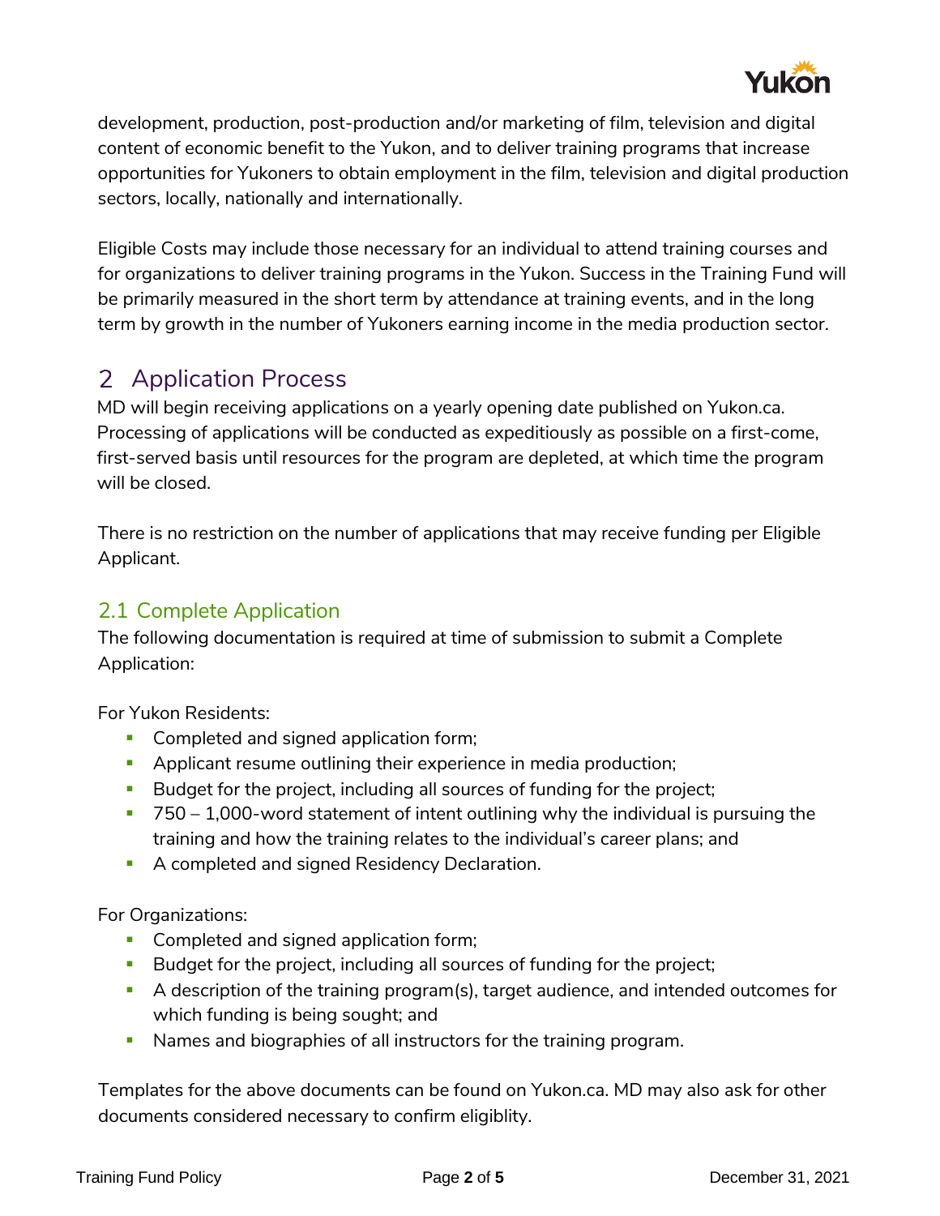development, production, post-production and/or marketing of film, television and digital content of economic benefit to the Yukon, and to deliver training programs that increase opportunities for Yukoners to obtain employment in the film, television and digital production sectors, locally, nationally and internationally.

Eligible Costs may include those necessary for an individual to attend training courses and for organizations to deliver training programs in the Yukon. Success in the Training Fund will be primarily measured in the short term by attendance at training events, and in the long term by growth in the number of Yukoners earning income in the media production sector.

# 2 Application Process

MD will begin receiving applications on a yearly opening date published on Yukon.ca. Processing of applications will be conducted as expeditiously as possible on a first-come, first-served basis until resources for the program are depleted, at which time the program will be closed.

There is no restriction on the number of applications that may receive funding per Eligible Applicant.

## 2.1 Complete Application

The following documentation is required at time of submission to submit a Complete Application:

For Yukon Residents:

- Completed and signed application form;
- Applicant resume outlining their experience in media production;
- Budget for the project, including all sources of funding for the project;
- 750 – 1,000-word statement of intent outlining why the individual is pursuing the training and how the training relates to the individual's career plans; and
- A completed and signed Residency Declaration.

For Organizations:

- Completed and signed application form;
- Budget for the project, including all sources of funding for the project;
- A description of the training program(s), target audience, and intended outcomes for which funding is being sought; and
- Names and biographies of all instructors for the training program.

Templates for the above documents can be found on Yukon.ca. MD may also ask for other documents considered necessary to confirm eligiblity.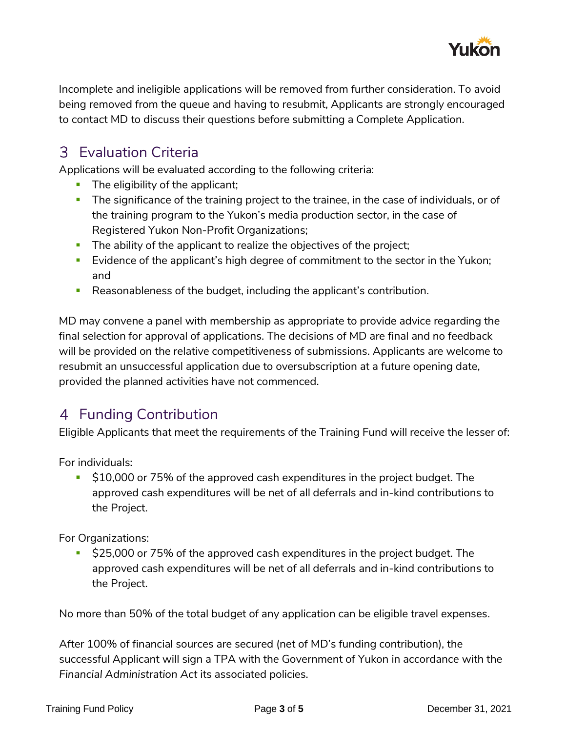Incomplete and ineligible applications will be removed from further consideration. To avoid being removed from the queue and having to resubmit, Applicants are strongly encouraged to contact MD to discuss their questions before submitting a Complete Application.

## 3 Evaluation Criteria

Applications will be evaluated according to the following criteria:

- The eligibility of the applicant;
- The significance of the training project to the trainee, in the case of individuals, or of the training program to the Yukon's media production sector, in the case of Registered Yukon Non-Profit Organizations;
- The ability of the applicant to realize the objectives of the project;
- Evidence of the applicant's high degree of commitment to the sector in the Yukon; and
- Reasonableness of the budget, including the applicant's contribution.

MD may convene a panel with membership as appropriate to provide advice regarding the final selection for approval of applications. The decisions of MD are final and no feedback will be provided on the relative competitiveness of submissions. Applicants are welcome to resubmit an unsuccessful application due to oversubscription at a future opening date, provided the planned activities have not commenced.

## 4 Funding Contribution

Eligible Applicants that meet the requirements of the Training Fund will receive the lesser of:

For individuals:

- $10,000 or 75% of the approved cash expenditures in the project budget. The approved cash expenditures will be net of all deferrals and in-kind contributions to the Project.

For Organizations:

- $25,000 or 75% of the approved cash expenditures in the project budget. The approved cash expenditures will be net of all deferrals and in-kind contributions to the Project.

No more than 50% of the total budget of any application can be eligible travel expenses.

After 100% of financial sources are secured (net of MD's funding contribution), the successful Applicant will sign a TPA with the Government of Yukon in accordance with the *Financial Administration Act* its associated policies.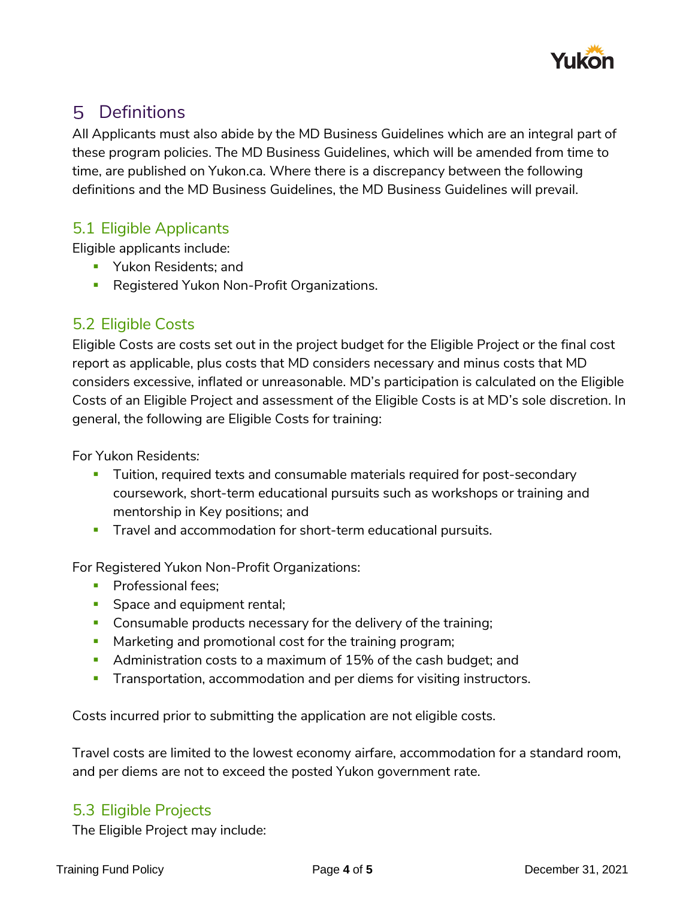## 5 Definitions

All Applicants must also abide by the MD Business Guidelines which are an integral part of these program policies. The MD Business Guidelines, which will be amended from time to time, are published on Yukon.ca. Where there is a discrepancy between the following definitions and the MD Business Guidelines, the MD Business Guidelines will prevail.

### 5.1 Eligible Applicants

Eligible applicants include:

- Yukon Residents; and
- Registered Yukon Non-Profit Organizations.

### 5.2 Eligible Costs

Eligible Costs are costs set out in the project budget for the Eligible Project or the final cost report as applicable, plus costs that MD considers necessary and minus costs that MD considers excessive, inflated or unreasonable. MD's participation is calculated on the Eligible Costs of an Eligible Project and assessment of the Eligible Costs is at MD's sole discretion. In general, the following are Eligible Costs for training:

For Yukon Residents:

- Tuition, required texts and consumable materials required for post-secondary coursework, short-term educational pursuits such as workshops or training and mentorship in Key positions; and
- Travel and accommodation for short-term educational pursuits.

For Registered Yukon Non-Profit Organizations:

- Professional fees;
- Space and equipment rental;
- Consumable products necessary for the delivery of the training;
- Marketing and promotional cost for the training program;
- Administration costs to a maximum of 15% of the cash budget; and
- Transportation, accommodation and per diems for visiting instructors.

Costs incurred prior to submitting the application are not eligible costs.

Travel costs are limited to the lowest economy airfare, accommodation for a standard room, and per diems are not to exceed the posted Yukon government rate.

### 5.3 Eligible Projects

The Eligible Project may include: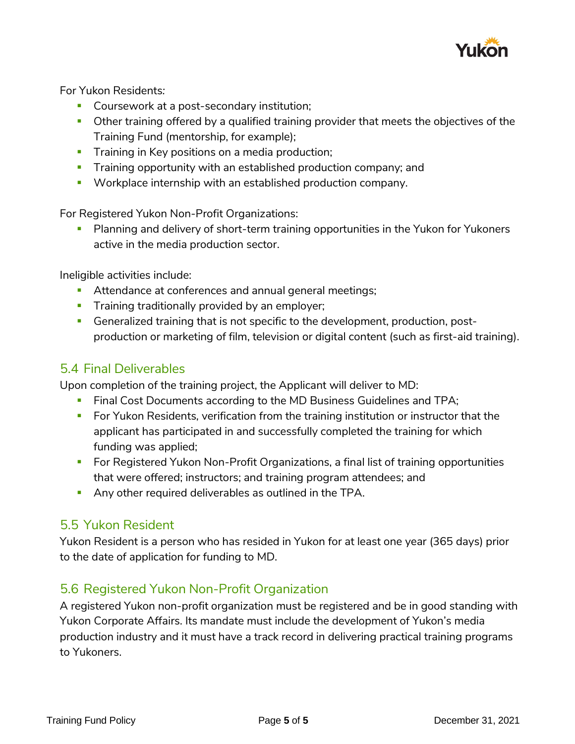For Yukon Residents:

- Coursework at a post-secondary institution;
- Other training offered by a qualified training provider that meets the objectives of the Training Fund (mentorship, for example);
- Training in Key positions on a media production;
- Training opportunity with an established production company; and
- Workplace internship with an established production company.

For Registered Yukon Non-Profit Organizations:

- Planning and delivery of short-term training opportunities in the Yukon for Yukoners active in the media production sector.

Ineligible activities include:

- Attendance at conferences and annual general meetings;
- Training traditionally provided by an employer;
- Generalized training that is not specific to the development, production, post-production or marketing of film, television or digital content (such as first-aid training).

## 5.4 Final Deliverables

Upon completion of the training project, the Applicant will deliver to MD:

- Final Cost Documents according to the MD Business Guidelines and TPA;
- For Yukon Residents, verification from the training institution or instructor that the applicant has participated in and successfully completed the training for which funding was applied;
- For Registered Yukon Non-Profit Organizations, a final list of training opportunities that were offered; instructors; and training program attendees; and
- Any other required deliverables as outlined in the TPA.

## 5.5 Yukon Resident

Yukon Resident is a person who has resided in Yukon for at least one year (365 days) prior to the date of application for funding to MD.

## 5.6 Registered Yukon Non-Profit Organization

A registered Yukon non-profit organization must be registered and be in good standing with Yukon Corporate Affairs. Its mandate must include the development of Yukon's media production industry and it must have a track record in delivering practical training programs to Yukoners.